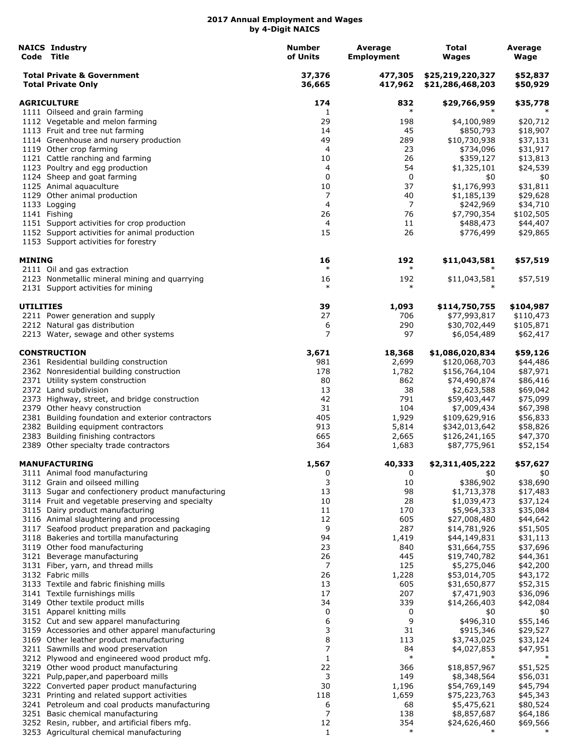# 2017 Annual Employment and Wages
## by 4-Digit NAICS

| NAICS Code | Industry Title | Number of Units | Average Employment | Total Wages | Average Wage |
|---|---|---|---|---|---|
| | **Total Private & Government** | **37,376** | **477,305** | **$25,219,220,327** | **$52,837** |
| | **Total Private Only** | **36,665** | **417,962** | **$21,286,468,203** | **$50,929** |
| | **AGRICULTURE** | **174** | **832** | **$29,766,959** | **$35,778** |
| 1111 | Oilseed and grain farming | 1 | * | * | * |
| 1112 | Vegetable and melon farming | 29 | 198 | $4,100,989 | $20,712 |
| 1113 | Fruit and tree nut farming | 14 | 45 | $850,793 | $18,907 |
| 1114 | Greenhouse and nursery production | 49 | 289 | $10,730,938 | $37,131 |
| 1119 | Other crop farming | 4 | 23 | $734,096 | $31,917 |
| 1121 | Cattle ranching and farming | 10 | 26 | $359,127 | $13,813 |
| 1123 | Poultry and egg production | 4 | 54 | $1,325,101 | $24,539 |
| 1124 | Sheep and goat farming | 0 | 0 | $0 | $0 |
| 1125 | Animal aquaculture | 10 | 37 | $1,176,993 | $31,811 |
| 1129 | Other animal production | 7 | 40 | $1,185,139 | $29,628 |
| 1133 | Logging | 4 | 7 | $242,969 | $34,710 |
| 1141 | Fishing | 26 | 76 | $7,790,354 | $102,505 |
| 1151 | Support activities for crop production | 4 | 11 | $488,473 | $44,407 |
| 1152 | Support activities for animal production | 15 | 26 | $776,499 | $29,865 |
| 1153 | Support activities for forestry | | | | |
| | **MINING** | **16** | **192** | **$11,043,581** | **$57,519** |
| 2111 | Oil and gas extraction | * | * | * | |
| 2123 | Nonmetallic mineral mining and quarrying | 16 | 192 | $11,043,581 | $57,519 |
| 2131 | Support activities for mining | * | * | * | |
| | **UTILITIES** | **39** | **1,093** | **$114,750,755** | **$104,987** |
| 2211 | Power generation and supply | 27 | 706 | $77,993,817 | $110,473 |
| 2212 | Natural gas distribution | 6 | 290 | $30,702,449 | $105,871 |
| 2213 | Water, sewage and other systems | 7 | 97 | $6,054,489 | $62,417 |
| | **CONSTRUCTION** | **3,671** | **18,368** | **$1,086,020,834** | **$59,126** |
| 2361 | Residential building construction | 981 | 2,699 | $120,068,703 | $44,486 |
| 2362 | Nonresidential building construction | 178 | 1,782 | $156,764,104 | $87,971 |
| 2371 | Utility system construction | 80 | 862 | $74,490,874 | $86,416 |
| 2372 | Land subdivision | 13 | 38 | $2,623,588 | $69,042 |
| 2373 | Highway, street, and bridge construction | 42 | 791 | $59,403,447 | $75,099 |
| 2379 | Other heavy construction | 31 | 104 | $7,009,434 | $67,398 |
| 2381 | Building foundation and exterior contractors | 405 | 1,929 | $109,629,916 | $56,833 |
| 2382 | Building equipment contractors | 913 | 5,814 | $342,013,642 | $58,826 |
| 2383 | Building finishing contractors | 665 | 2,665 | $126,241,165 | $47,370 |
| 2389 | Other specialty trade contractors | 364 | 1,683 | $87,775,961 | $52,154 |
| | **MANUFACTURING** | **1,567** | **40,333** | **$2,311,405,222** | **$57,627** |
| 3111 | Animal food manufacturing | 0 | 0 | $0 | $0 |
| 3112 | Grain and oilseed milling | 3 | 10 | $386,902 | $38,690 |
| 3113 | Sugar and confectionery product manufacturing | 13 | 98 | $1,713,378 | $17,483 |
| 3114 | Fruit and vegetable preserving and specialty | 10 | 28 | $1,039,473 | $37,124 |
| 3115 | Dairy product manufacturing | 11 | 170 | $5,964,333 | $35,084 |
| 3116 | Animal slaughtering and processing | 12 | 605 | $27,008,480 | $44,642 |
| 3117 | Seafood product preparation and packaging | 9 | 287 | $14,781,926 | $51,505 |
| 3118 | Bakeries and tortilla manufacturing | 94 | 1,419 | $44,149,831 | $31,113 |
| 3119 | Other food manufacturing | 23 | 840 | $31,664,755 | $37,696 |
| 3121 | Beverage manufacturing | 26 | 445 | $19,740,782 | $44,361 |
| 3131 | Fiber, yarn, and thread mills | 7 | 125 | $5,275,046 | $42,200 |
| 3132 | Fabric mills | 26 | 1,228 | $53,014,705 | $43,172 |
| 3133 | Textile and fabric finishing mills | 13 | 605 | $31,650,877 | $52,315 |
| 3141 | Textile furnishings mills | 17 | 207 | $7,471,903 | $36,096 |
| 3149 | Other textile product mills | 34 | 339 | $14,266,403 | $42,084 |
| 3151 | Apparel knitting mills | 0 | 0 | $0 | $0 |
| 3152 | Cut and sew apparel manufacturing | 6 | 9 | $496,310 | $55,146 |
| 3159 | Accessories and other apparel manufacturing | 3 | 31 | $915,346 | $29,527 |
| 3169 | Other leather product manufacturing | 8 | 113 | $3,743,025 | $33,124 |
| 3211 | Sawmills and wood preservation | 7 | 84 | $4,027,853 | $47,951 |
| 3212 | Plywood and engineered wood product mfg. | 1 | * | * | * |
| 3219 | Other wood product manufacturing | 22 | 366 | $18,857,967 | $51,525 |
| 3221 | Pulp,paper,and paperboard mills | 3 | 149 | $8,348,564 | $56,031 |
| 3222 | Converted paper product manufacturing | 30 | 1,196 | $54,769,149 | $45,794 |
| 3231 | Printing and related support activities | 118 | 1,659 | $75,223,763 | $45,343 |
| 3241 | Petroleum and coal products manufacturing | 6 | 68 | $5,475,621 | $80,524 |
| 3251 | Basic chemical manufacturing | 7 | 138 | $8,857,687 | $64,186 |
| 3252 | Resin, rubber, and artificial fibers mfg. | 12 | 354 | $24,626,460 | $69,566 |
| 3253 | Agricultural chemical manufacturing | 1 | * | * | * |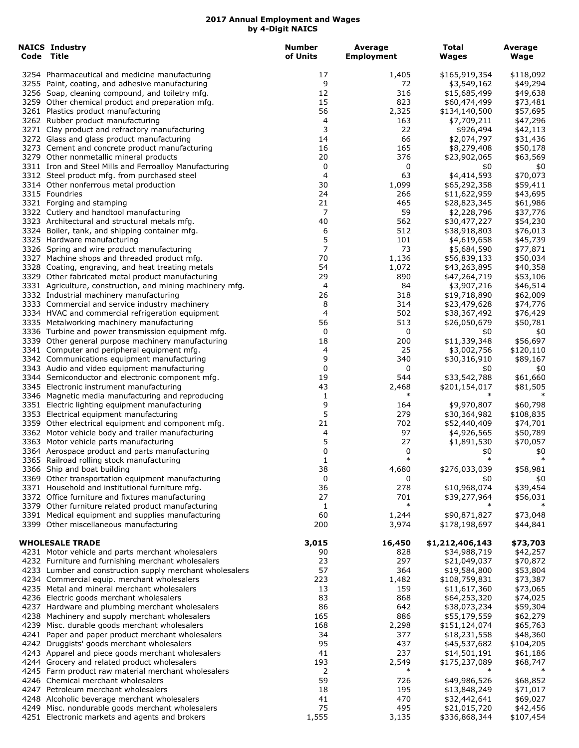## 2017 Annual Employment and Wages by 4-Digit NAICS

| NAICS Code | Industry Title | Number of Units | Average Employment | Total Wages | Average Wage |
|---|---|---|---|---|---|
| 3254 | Pharmaceutical and medicine manufacturing | 17 | 1,405 | $165,919,354 | $118,092 |
| 3255 | Paint, coating, and adhesive manufacturing | 9 | 72 | $3,549,162 | $49,294 |
| 3256 | Soap, cleaning compound, and toiletry mfg. | 12 | 316 | $15,685,499 | $49,638 |
| 3259 | Other chemical product and preparation mfg. | 15 | 823 | $60,474,499 | $73,481 |
| 3261 | Plastics product manufacturing | 56 | 2,325 | $134,140,500 | $57,695 |
| 3262 | Rubber product manufacturing | 4 | 163 | $7,709,211 | $47,296 |
| 3271 | Clay product and refractory manufacturing | 3 | 22 | $926,494 | $42,113 |
| 3272 | Glass and glass product manufacturing | 14 | 66 | $2,074,797 | $31,436 |
| 3273 | Cement and concrete product manufacturing | 16 | 165 | $8,279,408 | $50,178 |
| 3279 | Other nonmetallic mineral products | 20 | 376 | $23,902,065 | $63,569 |
| 3311 | Iron and Steel Mills and Ferroalloy Manufacturing | 0 | 0 | $0 | $0 |
| 3312 | Steel product mfg. from purchased steel | 4 | 63 | $4,414,593 | $70,073 |
| 3314 | Other nonferrous metal production | 30 | 1,099 | $65,292,358 | $59,411 |
| 3315 | Foundries | 24 | 266 | $11,622,959 | $43,695 |
| 3321 | Forging and stamping | 21 | 465 | $28,823,345 | $61,986 |
| 3322 | Cutlery and handtool manufacturing | 7 | 59 | $2,228,796 | $37,776 |
| 3323 | Architectural and structural metals mfg. | 40 | 562 | $30,477,227 | $54,230 |
| 3324 | Boiler, tank, and shipping container mfg. | 6 | 512 | $38,918,803 | $76,013 |
| 3325 | Hardware manufacturing | 5 | 101 | $4,619,658 | $45,739 |
| 3326 | Spring and wire product manufacturing | 7 | 73 | $5,684,590 | $77,871 |
| 3327 | Machine shops and threaded product mfg. | 70 | 1,136 | $56,839,133 | $50,034 |
| 3328 | Coating, engraving, and heat treating metals | 54 | 1,072 | $43,263,895 | $40,358 |
| 3329 | Other fabricated metal product manufacturing | 29 | 890 | $47,264,719 | $53,106 |
| 3331 | Agriculture, construction, and mining machinery mfg. | 4 | 84 | $3,907,216 | $46,514 |
| 3332 | Industrial machinery manufacturing | 26 | 318 | $19,718,890 | $62,009 |
| 3333 | Commercial and service industry machinery | 8 | 314 | $23,479,628 | $74,776 |
| 3334 | HVAC and commercial refrigeration equipment | 4 | 502 | $38,367,492 | $76,429 |
| 3335 | Metalworking machinery manufacturing | 56 | 513 | $26,050,679 | $50,781 |
| 3336 | Turbine and power transmission equipment mfg. | 0 | 0 | $0 | $0 |
| 3339 | Other general purpose machinery manufacturing | 18 | 200 | $11,339,348 | $56,697 |
| 3341 | Computer and peripheral equipment mfg. | 4 | 25 | $3,002,756 | $120,110 |
| 3342 | Communications equipment manufacturing | 9 | 340 | $30,316,910 | $89,167 |
| 3343 | Audio and video equipment manufacturing | 0 | 0 | $0 | $0 |
| 3344 | Semiconductor and electronic component mfg. | 19 | 544 | $33,542,788 | $61,660 |
| 3345 | Electronic instrument manufacturing | 43 | 2,468 | $201,154,017 | $81,505 |
| 3346 | Magnetic media manufacturing and reproducing | 1 | * | * | * |
| 3351 | Electric lighting equipment manufacturing | 9 | 164 | $9,970,807 | $60,798 |
| 3353 | Electrical equipment manufacturing | 5 | 279 | $30,364,982 | $108,835 |
| 3359 | Other electrical equipment and component mfg. | 21 | 702 | $52,440,409 | $74,701 |
| 3362 | Motor vehicle body and trailer manufacturing | 4 | 97 | $4,926,565 | $50,789 |
| 3363 | Motor vehicle parts manufacturing | 5 | 27 | $1,891,530 | $70,057 |
| 3364 | Aerospace product and parts manufacturing | 0 | 0 | $0 | $0 |
| 3365 | Railroad rolling stock manufacturing | 1 | * | * | * |
| 3366 | Ship and boat building | 38 | 4,680 | $276,033,039 | $58,981 |
| 3369 | Other transportation equipment manufacturing | 0 | 0 | $0 | $0 |
| 3371 | Household and institutional furniture mfg. | 36 | 278 | $10,968,074 | $39,454 |
| 3372 | Office furniture and fixtures manufacturing | 27 | 701 | $39,277,964 | $56,031 |
| 3379 | Other furniture related product manufacturing | 1 | * | * | * |
| 3391 | Medical equipment and supplies manufacturing | 60 | 1,244 | $90,871,827 | $73,048 |
| 3399 | Other miscellaneous manufacturing | 200 | 3,974 | $178,198,697 | $44,841 |
| | **WHOLESALE TRADE** | **3,015** | **16,450** | **$1,212,406,143** | **$73,703** |
| 4231 | Motor vehicle and parts merchant wholesalers | 90 | 828 | $34,988,719 | $42,257 |
| 4232 | Furniture and furnishing merchant wholesalers | 23 | 297 | $21,049,037 | $70,872 |
| 4233 | Lumber and construction supply merchant wholesalers | 57 | 364 | $19,584,800 | $53,804 |
| 4234 | Commercial equip. merchant wholesalers | 223 | 1,482 | $108,759,831 | $73,387 |
| 4235 | Metal and mineral merchant wholesalers | 13 | 159 | $11,617,360 | $73,065 |
| 4236 | Electric goods merchant wholesalers | 83 | 868 | $64,253,320 | $74,025 |
| 4237 | Hardware and plumbing merchant wholesalers | 86 | 642 | $38,073,234 | $59,304 |
| 4238 | Machinery and supply merchant wholesalers | 165 | 886 | $55,179,559 | $62,279 |
| 4239 | Misc. durable goods merchant wholesalers | 168 | 2,298 | $151,124,074 | $65,763 |
| 4241 | Paper and paper product merchant wholesalers | 34 | 377 | $18,231,558 | $48,360 |
| 4242 | Druggists' goods merchant wholesalers | 95 | 437 | $45,537,682 | $104,205 |
| 4243 | Apparel and piece goods merchant wholesalers | 41 | 237 | $14,501,191 | $61,186 |
| 4244 | Grocery and related product wholesalers | 193 | 2,549 | $175,237,089 | $68,747 |
| 4245 | Farm product raw material merchant wholesalers | 2 | * | * | * |
| 4246 | Chemical merchant wholesalers | 59 | 726 | $49,986,526 | $68,852 |
| 4247 | Petroleum merchant wholesalers | 18 | 195 | $13,848,249 | $71,017 |
| 4248 | Alcoholic beverage merchant wholesalers | 41 | 470 | $32,442,641 | $69,027 |
| 4249 | Misc. nondurable goods merchant wholesalers | 75 | 495 | $21,015,720 | $42,456 |
| 4251 | Electronic markets and agents and brokers | 1,555 | 3,135 | $336,868,344 | $107,454 |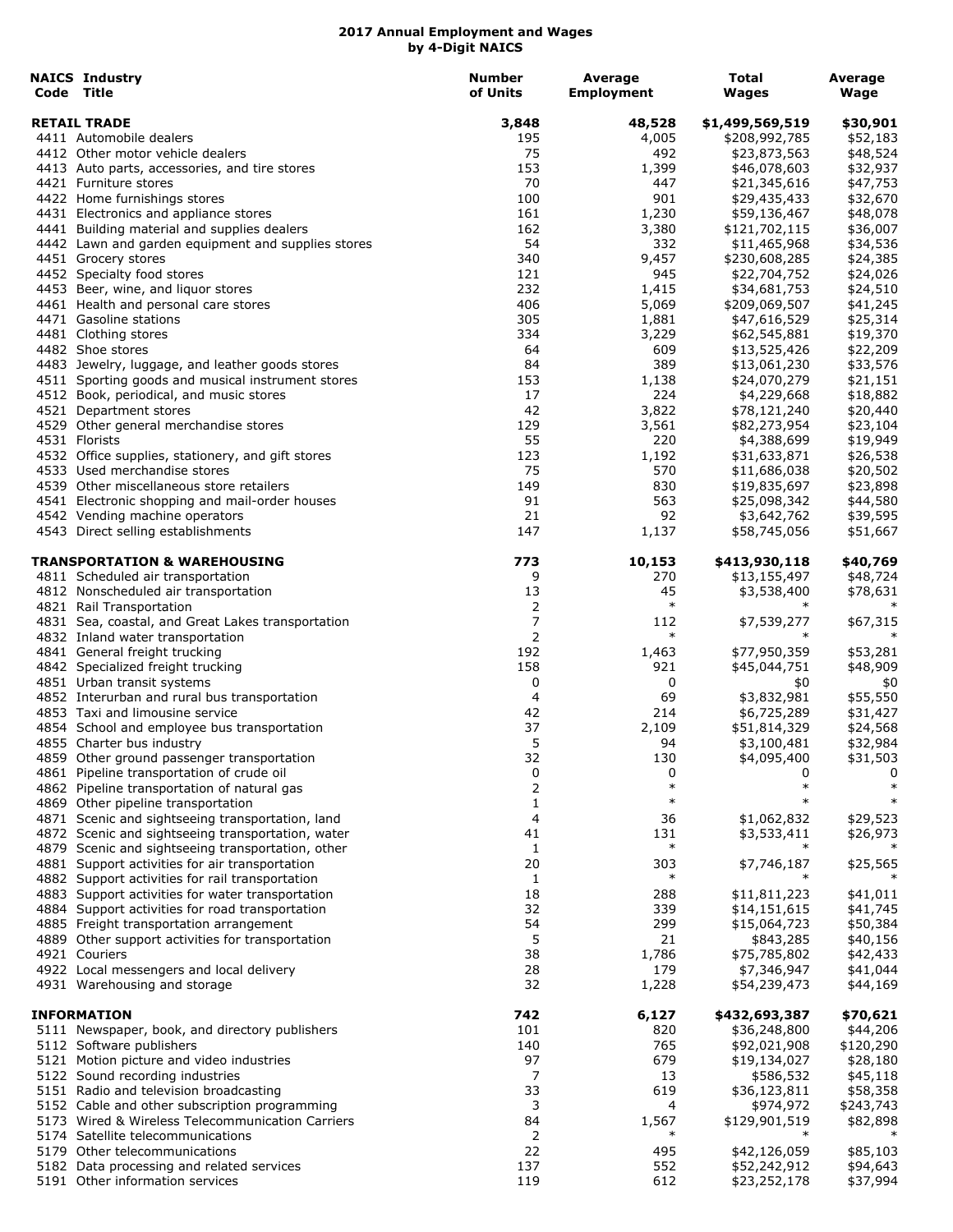# 2017 Annual Employment and Wages by 4-Digit NAICS

| NAICS Code | Industry Title | Number of Units | Average Employment | Total Wages | Average Wage |
|---|---|---|---|---|---|
| | **RETAIL TRADE** | **3,848** | **48,528** | **$1,499,569,519** | **$30,901** |
| 4411 | Automobile dealers | 195 | 4,005 | $208,992,785 | $52,183 |
| 4412 | Other motor vehicle dealers | 75 | 492 | $23,873,563 | $48,524 |
| 4413 | Auto parts, accessories, and tire stores | 153 | 1,399 | $46,078,603 | $32,937 |
| 4421 | Furniture stores | 70 | 447 | $21,345,616 | $47,753 |
| 4422 | Home furnishings stores | 100 | 901 | $29,435,433 | $32,670 |
| 4431 | Electronics and appliance stores | 161 | 1,230 | $59,136,467 | $48,078 |
| 4441 | Building material and supplies dealers | 162 | 3,380 | $121,702,115 | $36,007 |
| 4442 | Lawn and garden equipment and supplies stores | 54 | 332 | $11,465,968 | $34,536 |
| 4451 | Grocery stores | 340 | 9,457 | $230,608,285 | $24,385 |
| 4452 | Specialty food stores | 121 | 945 | $22,704,752 | $24,026 |
| 4453 | Beer, wine, and liquor stores | 232 | 1,415 | $34,681,753 | $24,510 |
| 4461 | Health and personal care stores | 406 | 5,069 | $209,069,507 | $41,245 |
| 4471 | Gasoline stations | 305 | 1,881 | $47,616,529 | $25,314 |
| 4481 | Clothing stores | 334 | 3,229 | $62,545,881 | $19,370 |
| 4482 | Shoe stores | 64 | 609 | $13,525,426 | $22,209 |
| 4483 | Jewelry, luggage, and leather goods stores | 84 | 389 | $13,061,230 | $33,576 |
| 4511 | Sporting goods and musical instrument stores | 153 | 1,138 | $24,070,279 | $21,151 |
| 4512 | Book, periodical, and music stores | 17 | 224 | $4,229,668 | $18,882 |
| 4521 | Department stores | 42 | 3,822 | $78,121,240 | $20,440 |
| 4529 | Other general merchandise stores | 129 | 3,561 | $82,273,954 | $23,104 |
| 4531 | Florists | 55 | 220 | $4,388,699 | $19,949 |
| 4532 | Office supplies, stationery, and gift stores | 123 | 1,192 | $31,633,871 | $26,538 |
| 4533 | Used merchandise stores | 75 | 570 | $11,686,038 | $20,502 |
| 4539 | Other miscellaneous store retailers | 149 | 830 | $19,835,697 | $23,898 |
| 4541 | Electronic shopping and mail-order houses | 91 | 563 | $25,098,342 | $44,580 |
| 4542 | Vending machine operators | 21 | 92 | $3,642,762 | $39,595 |
| 4543 | Direct selling establishments | 147 | 1,137 | $58,745,056 | $51,667 |
| | **TRANSPORTATION & WAREHOUSING** | **773** | **10,153** | **$413,930,118** | **$40,769** |
| 4811 | Scheduled air transportation | 9 | 270 | $13,155,497 | $48,724 |
| 4812 | Nonscheduled air transportation | 13 | 45 | $3,538,400 | $78,631 |
| 4821 | Rail Transportation | 2 | * | * | * |
| 4831 | Sea, coastal, and Great Lakes transportation | 7 | 112 | $7,539,277 | $67,315 |
| 4832 | Inland water transportation | 2 | * | * | * |
| 4841 | General freight trucking | 192 | 1,463 | $77,950,359 | $53,281 |
| 4842 | Specialized freight trucking | 158 | 921 | $45,044,751 | $48,909 |
| 4851 | Urban transit systems | 0 | 0 | $0 | $0 |
| 4852 | Interurban and rural bus transportation | 4 | 69 | $3,832,981 | $55,550 |
| 4853 | Taxi and limousine service | 42 | 214 | $6,725,289 | $31,427 |
| 4854 | School and employee bus transportation | 37 | 2,109 | $51,814,329 | $24,568 |
| 4855 | Charter bus industry | 5 | 94 | $3,100,481 | $32,984 |
| 4859 | Other ground passenger transportation | 32 | 130 | $4,095,400 | $31,503 |
| 4861 | Pipeline transportation of crude oil | 0 | 0 | 0 | 0 |
| 4862 | Pipeline transportation of natural gas | 2 | * | * | * |
| 4869 | Other pipeline transportation | 1 | * | * | * |
| 4871 | Scenic and sightseeing transportation, land | 4 | 36 | $1,062,832 | $29,523 |
| 4872 | Scenic and sightseeing transportation, water | 41 | 131 | $3,533,411 | $26,973 |
| 4879 | Scenic and sightseeing transportation, other | 1 | * | * | * |
| 4881 | Support activities for air transportation | 20 | 303 | $7,746,187 | $25,565 |
| 4882 | Support activities for rail transportation | 1 | * | * | * |
| 4883 | Support activities for water transportation | 18 | 288 | $11,811,223 | $41,011 |
| 4884 | Support activities for road transportation | 32 | 339 | $14,151,615 | $41,745 |
| 4885 | Freight transportation arrangement | 54 | 299 | $15,064,723 | $50,384 |
| 4889 | Other support activities for transportation | 5 | 21 | $843,285 | $40,156 |
| 4921 | Couriers | 38 | 1,786 | $75,785,802 | $42,433 |
| 4922 | Local messengers and local delivery | 28 | 179 | $7,346,947 | $41,044 |
| 4931 | Warehousing and storage | 32 | 1,228 | $54,239,473 | $44,169 |
| | **INFORMATION** | **742** | **6,127** | **$432,693,387** | **$70,621** |
| 5111 | Newspaper, book, and directory publishers | 101 | 820 | $36,248,800 | $44,206 |
| 5112 | Software publishers | 140 | 765 | $92,021,908 | $120,290 |
| 5121 | Motion picture and video industries | 97 | 679 | $19,134,027 | $28,180 |
| 5122 | Sound recording industries | 7 | 13 | $586,532 | $45,118 |
| 5151 | Radio and television broadcasting | 33 | 619 | $36,123,811 | $58,358 |
| 5152 | Cable and other subscription programming | 3 | 4 | $974,972 | $243,743 |
| 5173 | Wired & Wireless Telecommunication Carriers | 84 | 1,567 | $129,901,519 | $82,898 |
| 5174 | Satellite telecommunications | 2 | * | * | * |
| 5179 | Other telecommunications | 22 | 495 | $42,126,059 | $85,103 |
| 5182 | Data processing and related services | 137 | 552 | $52,242,912 | $94,643 |
| 5191 | Other information services | 119 | 612 | $23,252,178 | $37,994 |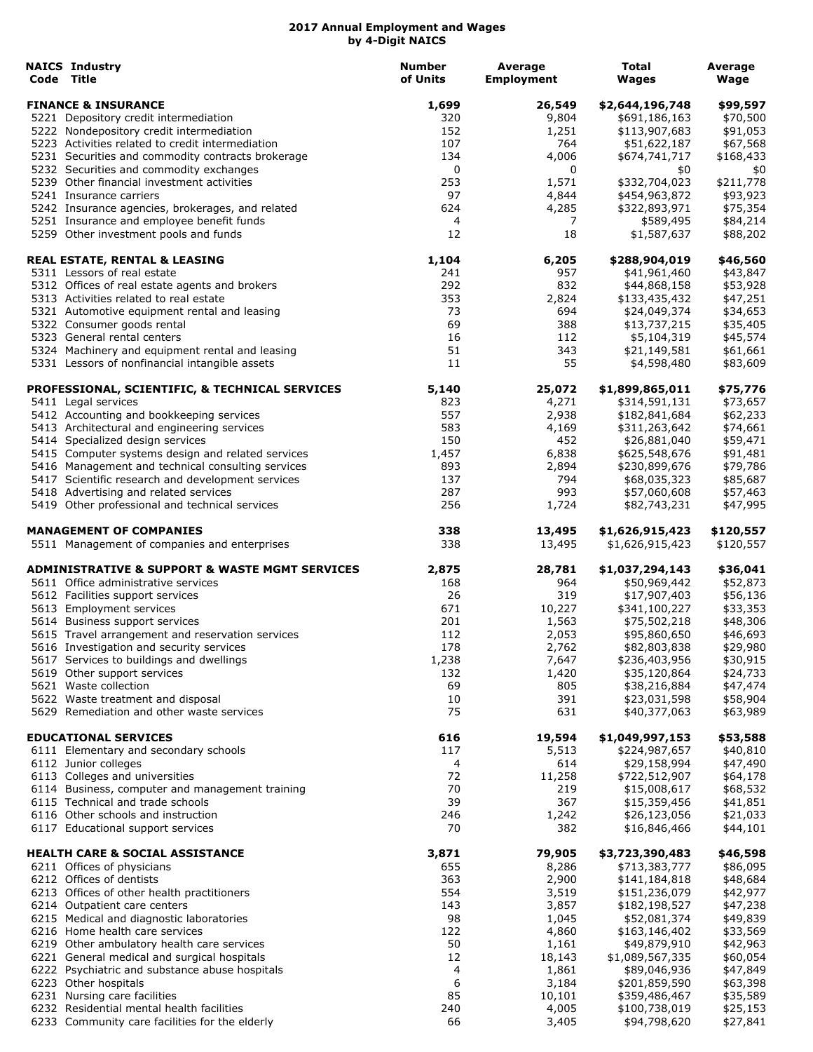# 2017 Annual Employment and Wages by 4-Digit NAICS

| NAICS Code | Industry Title | Number of Units | Average Employment | Total Wages | Average Wage |
|---|---|---|---|---|---|
| | **FINANCE & INSURANCE** | **1,699** | **26,549** | **$2,644,196,748** | **$99,597** |
| 5221 | Depository credit intermediation | 320 | 9,804 | $691,186,163 | $70,500 |
| 5222 | Nondepository credit intermediation | 152 | 1,251 | $113,907,683 | $91,053 |
| 5223 | Activities related to credit intermediation | 107 | 764 | $51,622,187 | $67,568 |
| 5231 | Securities and commodity contracts brokerage | 134 | 4,006 | $674,741,717 | $168,433 |
| 5232 | Securities and commodity exchanges | 0 | 0 | $0 | $0 |
| 5239 | Other financial investment activities | 253 | 1,571 | $332,704,023 | $211,778 |
| 5241 | Insurance carriers | 97 | 4,844 | $454,963,872 | $93,923 |
| 5242 | Insurance agencies, brokerages, and related | 624 | 4,285 | $322,893,971 | $75,354 |
| 5251 | Insurance and employee benefit funds | 4 | 7 | $589,495 | $84,214 |
| 5259 | Other investment pools and funds | 12 | 18 | $1,587,637 | $88,202 |
| | **REAL ESTATE, RENTAL & LEASING** | **1,104** | **6,205** | **$288,904,019** | **$46,560** |
| 5311 | Lessors of real estate | 241 | 957 | $41,961,460 | $43,847 |
| 5312 | Offices of real estate agents and brokers | 292 | 832 | $44,868,158 | $53,928 |
| 5313 | Activities related to real estate | 353 | 2,824 | $133,435,432 | $47,251 |
| 5321 | Automotive equipment rental and leasing | 73 | 694 | $24,049,374 | $34,653 |
| 5322 | Consumer goods rental | 69 | 388 | $13,737,215 | $35,405 |
| 5323 | General rental centers | 16 | 112 | $5,104,319 | $45,574 |
| 5324 | Machinery and equipment rental and leasing | 51 | 343 | $21,149,581 | $61,661 |
| 5331 | Lessors of nonfinancial intangible assets | 11 | 55 | $4,598,480 | $83,609 |
| | **PROFESSIONAL, SCIENTIFIC, & TECHNICAL SERVICES** | **5,140** | **25,072** | **$1,899,865,011** | **$75,776** |
| 5411 | Legal services | 823 | 4,271 | $314,591,131 | $73,657 |
| 5412 | Accounting and bookkeeping services | 557 | 2,938 | $182,841,684 | $62,233 |
| 5413 | Architectural and engineering services | 583 | 4,169 | $311,263,642 | $74,661 |
| 5414 | Specialized design services | 150 | 452 | $26,881,040 | $59,471 |
| 5415 | Computer systems design and related services | 1,457 | 6,838 | $625,548,676 | $91,481 |
| 5416 | Management and technical consulting services | 893 | 2,894 | $230,899,676 | $79,786 |
| 5417 | Scientific research and development services | 137 | 794 | $68,035,323 | $85,687 |
| 5418 | Advertising and related services | 287 | 993 | $57,060,608 | $57,463 |
| 5419 | Other professional and technical services | 256 | 1,724 | $82,743,231 | $47,995 |
| | **MANAGEMENT OF COMPANIES** | **338** | **13,495** | **$1,626,915,423** | **$120,557** |
| 5511 | Management of companies and enterprises | 338 | 13,495 | $1,626,915,423 | $120,557 |
| | **ADMINISTRATIVE & SUPPORT & WASTE MGMT SERVICES** | **2,875** | **28,781** | **$1,037,294,143** | **$36,041** |
| 5611 | Office administrative services | 168 | 964 | $50,969,442 | $52,873 |
| 5612 | Facilities support services | 26 | 319 | $17,907,403 | $56,136 |
| 5613 | Employment services | 671 | 10,227 | $341,100,227 | $33,353 |
| 5614 | Business support services | 201 | 1,563 | $75,502,218 | $48,306 |
| 5615 | Travel arrangement and reservation services | 112 | 2,053 | $95,860,650 | $46,693 |
| 5616 | Investigation and security services | 178 | 2,762 | $82,803,838 | $29,980 |
| 5617 | Services to buildings and dwellings | 1,238 | 7,647 | $236,403,956 | $30,915 |
| 5619 | Other support services | 132 | 1,420 | $35,120,864 | $24,733 |
| 5621 | Waste collection | 69 | 805 | $38,216,884 | $47,474 |
| 5622 | Waste treatment and disposal | 10 | 391 | $23,031,598 | $58,904 |
| 5629 | Remediation and other waste services | 75 | 631 | $40,377,063 | $63,989 |
| | **EDUCATIONAL SERVICES** | **616** | **19,594** | **$1,049,997,153** | **$53,588** |
| 6111 | Elementary and secondary schools | 117 | 5,513 | $224,987,657 | $40,810 |
| 6112 | Junior colleges | 4 | 614 | $29,158,994 | $47,490 |
| 6113 | Colleges and universities | 72 | 11,258 | $722,512,907 | $64,178 |
| 6114 | Business, computer and management training | 70 | 219 | $15,008,617 | $68,532 |
| 6115 | Technical and trade schools | 39 | 367 | $15,359,456 | $41,851 |
| 6116 | Other schools and instruction | 246 | 1,242 | $26,123,056 | $21,033 |
| 6117 | Educational support services | 70 | 382 | $16,846,466 | $44,101 |
| | **HEALTH CARE & SOCIAL ASSISTANCE** | **3,871** | **79,905** | **$3,723,390,483** | **$46,598** |
| 6211 | Offices of physicians | 655 | 8,286 | $713,383,777 | $86,095 |
| 6212 | Offices of dentists | 363 | 2,900 | $141,184,818 | $48,684 |
| 6213 | Offices of other health practitioners | 554 | 3,519 | $151,236,079 | $42,977 |
| 6214 | Outpatient care centers | 143 | 3,857 | $182,198,527 | $47,238 |
| 6215 | Medical and diagnostic laboratories | 98 | 1,045 | $52,081,374 | $49,839 |
| 6216 | Home health care services | 122 | 4,860 | $163,146,402 | $33,569 |
| 6219 | Other ambulatory health care services | 50 | 1,161 | $49,879,910 | $42,963 |
| 6221 | General medical and surgical hospitals | 12 | 18,143 | $1,089,567,335 | $60,054 |
| 6222 | Psychiatric and substance abuse hospitals | 4 | 1,861 | $89,046,936 | $47,849 |
| 6223 | Other hospitals | 6 | 3,184 | $201,859,590 | $63,398 |
| 6231 | Nursing care facilities | 85 | 10,101 | $359,486,467 | $35,589 |
| 6232 | Residential mental health facilities | 240 | 4,005 | $100,738,019 | $25,153 |
| 6233 | Community care facilities for the elderly | 66 | 3,405 | $94,798,620 | $27,841 |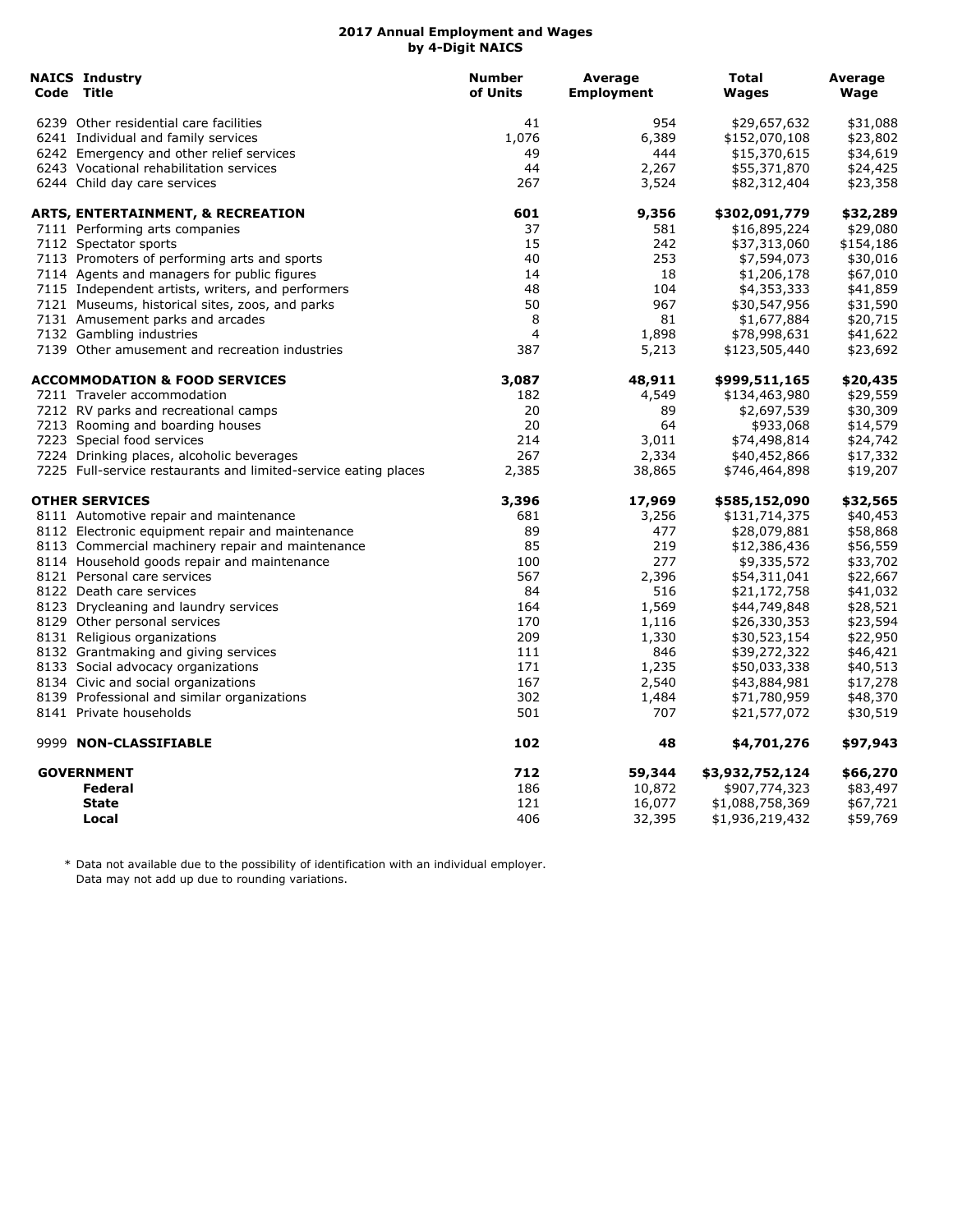**2017 Annual Employment and Wages**
**by 4-Digit NAICS**

| NAICS Code | Industry Title | Number of Units | Average Employment | Total Wages | Average Wage |
|---|---|---|---|---|---|
| 6239 | Other residential care facilities | 41 | 954 | $29,657,632 | $31,088 |
| 6241 | Individual and family services | 1,076 | 6,389 | $152,070,108 | $23,802 |
| 6242 | Emergency and other relief services | 49 | 444 | $15,370,615 | $34,619 |
| 6243 | Vocational rehabilitation services | 44 | 2,267 | $55,371,870 | $24,425 |
| 6244 | Child day care services | 267 | 3,524 | $82,312,404 | $23,358 |
| | **ARTS, ENTERTAINMENT, & RECREATION** | **601** | **9,356** | **$302,091,779** | **$32,289** |
| 7111 | Performing arts companies | 37 | 581 | $16,895,224 | $29,080 |
| 7112 | Spectator sports | 15 | 242 | $37,313,060 | $154,186 |
| 7113 | Promoters of performing arts and sports | 40 | 253 | $7,594,073 | $30,016 |
| 7114 | Agents and managers for public figures | 14 | 18 | $1,206,178 | $67,010 |
| 7115 | Independent artists, writers, and performers | 48 | 104 | $4,353,333 | $41,859 |
| 7121 | Museums, historical sites, zoos, and parks | 50 | 967 | $30,547,956 | $31,590 |
| 7131 | Amusement parks and arcades | 8 | 81 | $1,677,884 | $20,715 |
| 7132 | Gambling industries | 4 | 1,898 | $78,998,631 | $41,622 |
| 7139 | Other amusement and recreation industries | 387 | 5,213 | $123,505,440 | $23,692 |
| | **ACCOMMODATION & FOOD SERVICES** | **3,087** | **48,911** | **$999,511,165** | **$20,435** |
| 7211 | Traveler accommodation | 182 | 4,549 | $134,463,980 | $29,559 |
| 7212 | RV parks and recreational camps | 20 | 89 | $2,697,539 | $30,309 |
| 7213 | Rooming and boarding houses | 20 | 64 | $933,068 | $14,579 |
| 7223 | Special food services | 214 | 3,011 | $74,498,814 | $24,742 |
| 7224 | Drinking places, alcoholic beverages | 267 | 2,334 | $40,452,866 | $17,332 |
| 7225 | Full-service restaurants and limited-service eating places | 2,385 | 38,865 | $746,464,898 | $19,207 |
| | **OTHER SERVICES** | **3,396** | **17,969** | **$585,152,090** | **$32,565** |
| 8111 | Automotive repair and maintenance | 681 | 3,256 | $131,714,375 | $40,453 |
| 8112 | Electronic equipment repair and maintenance | 89 | 477 | $28,079,881 | $58,868 |
| 8113 | Commercial machinery repair and maintenance | 85 | 219 | $12,386,436 | $56,559 |
| 8114 | Household goods repair and maintenance | 100 | 277 | $9,335,572 | $33,702 |
| 8121 | Personal care services | 567 | 2,396 | $54,311,041 | $22,667 |
| 8122 | Death care services | 84 | 516 | $21,172,758 | $41,032 |
| 8123 | Drycleaning and laundry services | 164 | 1,569 | $44,749,848 | $28,521 |
| 8129 | Other personal services | 170 | 1,116 | $26,330,353 | $23,594 |
| 8131 | Religious organizations | 209 | 1,330 | $30,523,154 | $22,950 |
| 8132 | Grantmaking and giving services | 111 | 846 | $39,272,322 | $46,421 |
| 8133 | Social advocacy organizations | 171 | 1,235 | $50,033,338 | $40,513 |
| 8134 | Civic and social organizations | 167 | 2,540 | $43,884,981 | $17,278 |
| 8139 | Professional and similar organizations | 302 | 1,484 | $71,780,959 | $48,370 |
| 8141 | Private households | 501 | 707 | $21,577,072 | $30,519 |
| 9999 | **NON-CLASSIFIABLE** | **102** | **48** | **$4,701,276** | **$97,943** |
| | **GOVERNMENT** | **712** | **59,344** | **$3,932,752,124** | **$66,270** |
| | **Federal** | 186 | 10,872 | $907,774,323 | $83,497 |
| | **State** | 121 | 16,077 | $1,088,758,369 | $67,721 |
| | **Local** | 406 | 32,395 | $1,936,219,432 | $59,769 |

\* Data not available due to the possibility of identification with an individual employer.
Data may not add up due to rounding variations.